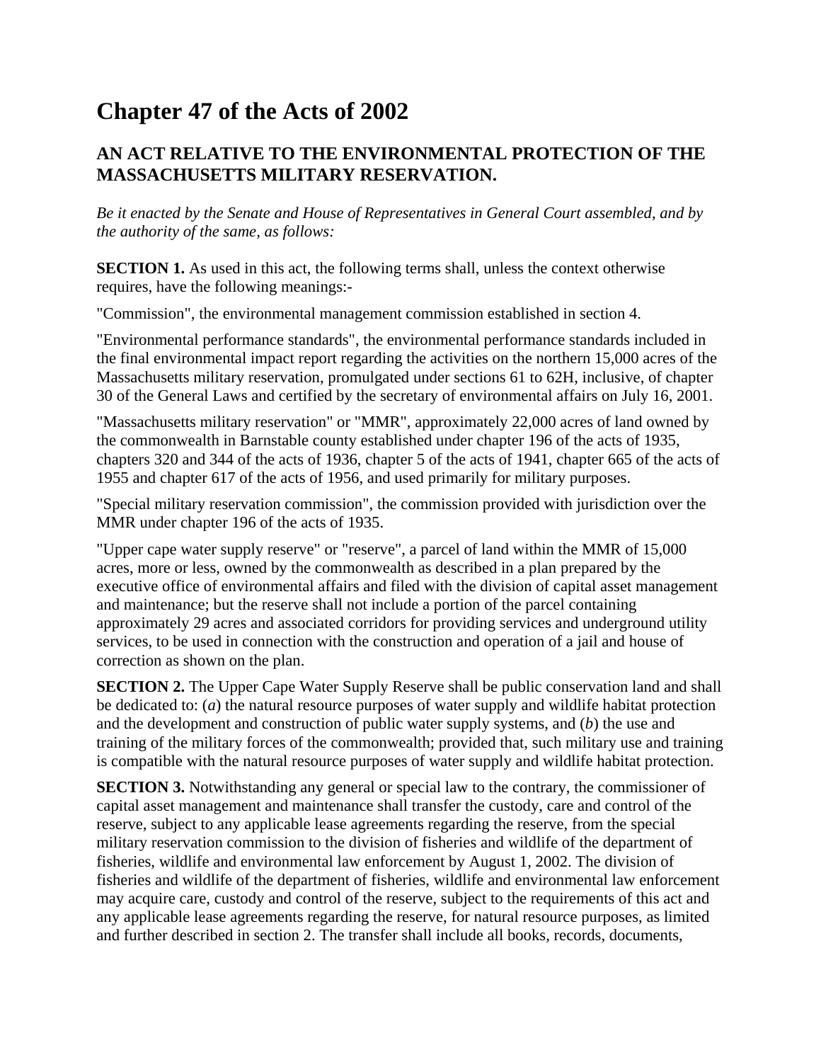# Chapter 47 of the Acts of 2002

## AN ACT RELATIVE TO THE ENVIRONMENTAL PROTECTION OF THE MASSACHUSETTS MILITARY RESERVATION.

*Be it enacted by the Senate and House of Representatives in General Court assembled, and by the authority of the same, as follows:*

**SECTION 1.** As used in this act, the following terms shall, unless the context otherwise requires, have the following meanings:-

"Commission", the environmental management commission established in section 4.

"Environmental performance standards", the environmental performance standards included in the final environmental impact report regarding the activities on the northern 15,000 acres of the Massachusetts military reservation, promulgated under sections 61 to 62H, inclusive, of chapter 30 of the General Laws and certified by the secretary of environmental affairs on July 16, 2001.

"Massachusetts military reservation" or "MMR", approximately 22,000 acres of land owned by the commonwealth in Barnstable county established under chapter 196 of the acts of 1935, chapters 320 and 344 of the acts of 1936, chapter 5 of the acts of 1941, chapter 665 of the acts of 1955 and chapter 617 of the acts of 1956, and used primarily for military purposes.

"Special military reservation commission", the commission provided with jurisdiction over the MMR under chapter 196 of the acts of 1935.

"Upper cape water supply reserve" or "reserve", a parcel of land within the MMR of 15,000 acres, more or less, owned by the commonwealth as described in a plan prepared by the executive office of environmental affairs and filed with the division of capital asset management and maintenance; but the reserve shall not include a portion of the parcel containing approximately 29 acres and associated corridors for providing services and underground utility services, to be used in connection with the construction and operation of a jail and house of correction as shown on the plan.

**SECTION 2.** The Upper Cape Water Supply Reserve shall be public conservation land and shall be dedicated to: (*a*) the natural resource purposes of water supply and wildlife habitat protection and the development and construction of public water supply systems, and (*b*) the use and training of the military forces of the commonwealth; provided that, such military use and training is compatible with the natural resource purposes of water supply and wildlife habitat protection.

**SECTION 3.** Notwithstanding any general or special law to the contrary, the commissioner of capital asset management and maintenance shall transfer the custody, care and control of the reserve, subject to any applicable lease agreements regarding the reserve, from the special military reservation commission to the division of fisheries and wildlife of the department of fisheries, wildlife and environmental law enforcement by August 1, 2002. The division of fisheries and wildlife of the department of fisheries, wildlife and environmental law enforcement may acquire care, custody and control of the reserve, subject to the requirements of this act and any applicable lease agreements regarding the reserve, for natural resource purposes, as limited and further described in section 2. The transfer shall include all books, records, documents,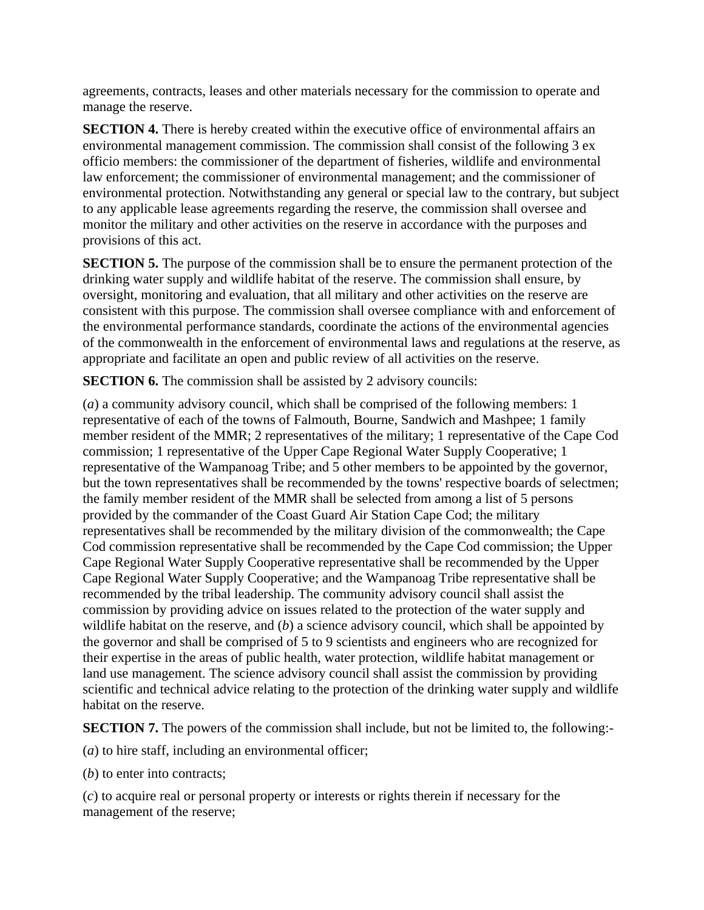agreements, contracts, leases and other materials necessary for the commission to operate and manage the reserve.

**SECTION 4.** There is hereby created within the executive office of environmental affairs an environmental management commission. The commission shall consist of the following 3 ex officio members: the commissioner of the department of fisheries, wildlife and environmental law enforcement; the commissioner of environmental management; and the commissioner of environmental protection. Notwithstanding any general or special law to the contrary, but subject to any applicable lease agreements regarding the reserve, the commission shall oversee and monitor the military and other activities on the reserve in accordance with the purposes and provisions of this act.

**SECTION 5.** The purpose of the commission shall be to ensure the permanent protection of the drinking water supply and wildlife habitat of the reserve. The commission shall ensure, by oversight, monitoring and evaluation, that all military and other activities on the reserve are consistent with this purpose. The commission shall oversee compliance with and enforcement of the environmental performance standards, coordinate the actions of the environmental agencies of the commonwealth in the enforcement of environmental laws and regulations at the reserve, as appropriate and facilitate an open and public review of all activities on the reserve.

**SECTION 6.** The commission shall be assisted by 2 advisory councils:

(*a*) a community advisory council, which shall be comprised of the following members: 1 representative of each of the towns of Falmouth, Bourne, Sandwich and Mashpee; 1 family member resident of the MMR; 2 representatives of the military; 1 representative of the Cape Cod commission; 1 representative of the Upper Cape Regional Water Supply Cooperative; 1 representative of the Wampanoag Tribe; and 5 other members to be appointed by the governor, but the town representatives shall be recommended by the towns' respective boards of selectmen; the family member resident of the MMR shall be selected from among a list of 5 persons provided by the commander of the Coast Guard Air Station Cape Cod; the military representatives shall be recommended by the military division of the commonwealth; the Cape Cod commission representative shall be recommended by the Cape Cod commission; the Upper Cape Regional Water Supply Cooperative representative shall be recommended by the Upper Cape Regional Water Supply Cooperative; and the Wampanoag Tribe representative shall be recommended by the tribal leadership. The community advisory council shall assist the commission by providing advice on issues related to the protection of the water supply and wildlife habitat on the reserve, and (*b*) a science advisory council, which shall be appointed by the governor and shall be comprised of 5 to 9 scientists and engineers who are recognized for their expertise in the areas of public health, water protection, wildlife habitat management or land use management. The science advisory council shall assist the commission by providing scientific and technical advice relating to the protection of the drinking water supply and wildlife habitat on the reserve.

**SECTION 7.** The powers of the commission shall include, but not be limited to, the following:-

(*a*) to hire staff, including an environmental officer;

(*b*) to enter into contracts;

(*c*) to acquire real or personal property or interests or rights therein if necessary for the management of the reserve;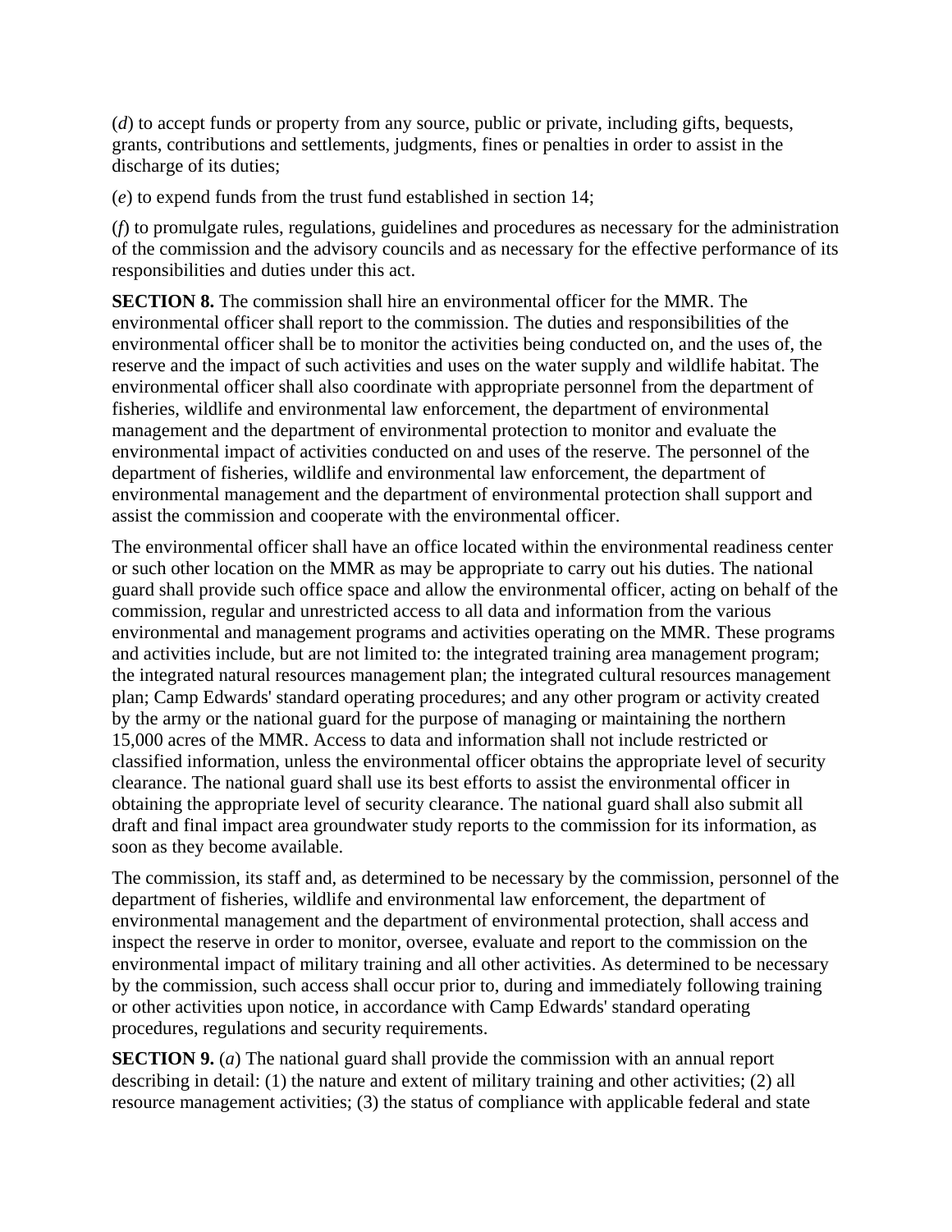(*d*) to accept funds or property from any source, public or private, including gifts, bequests, grants, contributions and settlements, judgments, fines or penalties in order to assist in the discharge of its duties;

(*e*) to expend funds from the trust fund established in section 14;

(*f*) to promulgate rules, regulations, guidelines and procedures as necessary for the administration of the commission and the advisory councils and as necessary for the effective performance of its responsibilities and duties under this act.

**SECTION 8.** The commission shall hire an environmental officer for the MMR. The environmental officer shall report to the commission. The duties and responsibilities of the environmental officer shall be to monitor the activities being conducted on, and the uses of, the reserve and the impact of such activities and uses on the water supply and wildlife habitat. The environmental officer shall also coordinate with appropriate personnel from the department of fisheries, wildlife and environmental law enforcement, the department of environmental management and the department of environmental protection to monitor and evaluate the environmental impact of activities conducted on and uses of the reserve. The personnel of the department of fisheries, wildlife and environmental law enforcement, the department of environmental management and the department of environmental protection shall support and assist the commission and cooperate with the environmental officer.

The environmental officer shall have an office located within the environmental readiness center or such other location on the MMR as may be appropriate to carry out his duties. The national guard shall provide such office space and allow the environmental officer, acting on behalf of the commission, regular and unrestricted access to all data and information from the various environmental and management programs and activities operating on the MMR. These programs and activities include, but are not limited to: the integrated training area management program; the integrated natural resources management plan; the integrated cultural resources management plan; Camp Edwards' standard operating procedures; and any other program or activity created by the army or the national guard for the purpose of managing or maintaining the northern 15,000 acres of the MMR. Access to data and information shall not include restricted or classified information, unless the environmental officer obtains the appropriate level of security clearance. The national guard shall use its best efforts to assist the environmental officer in obtaining the appropriate level of security clearance. The national guard shall also submit all draft and final impact area groundwater study reports to the commission for its information, as soon as they become available.

The commission, its staff and, as determined to be necessary by the commission, personnel of the department of fisheries, wildlife and environmental law enforcement, the department of environmental management and the department of environmental protection, shall access and inspect the reserve in order to monitor, oversee, evaluate and report to the commission on the environmental impact of military training and all other activities. As determined to be necessary by the commission, such access shall occur prior to, during and immediately following training or other activities upon notice, in accordance with Camp Edwards' standard operating procedures, regulations and security requirements.

**SECTION 9.** (*a*) The national guard shall provide the commission with an annual report describing in detail: (1) the nature and extent of military training and other activities; (2) all resource management activities; (3) the status of compliance with applicable federal and state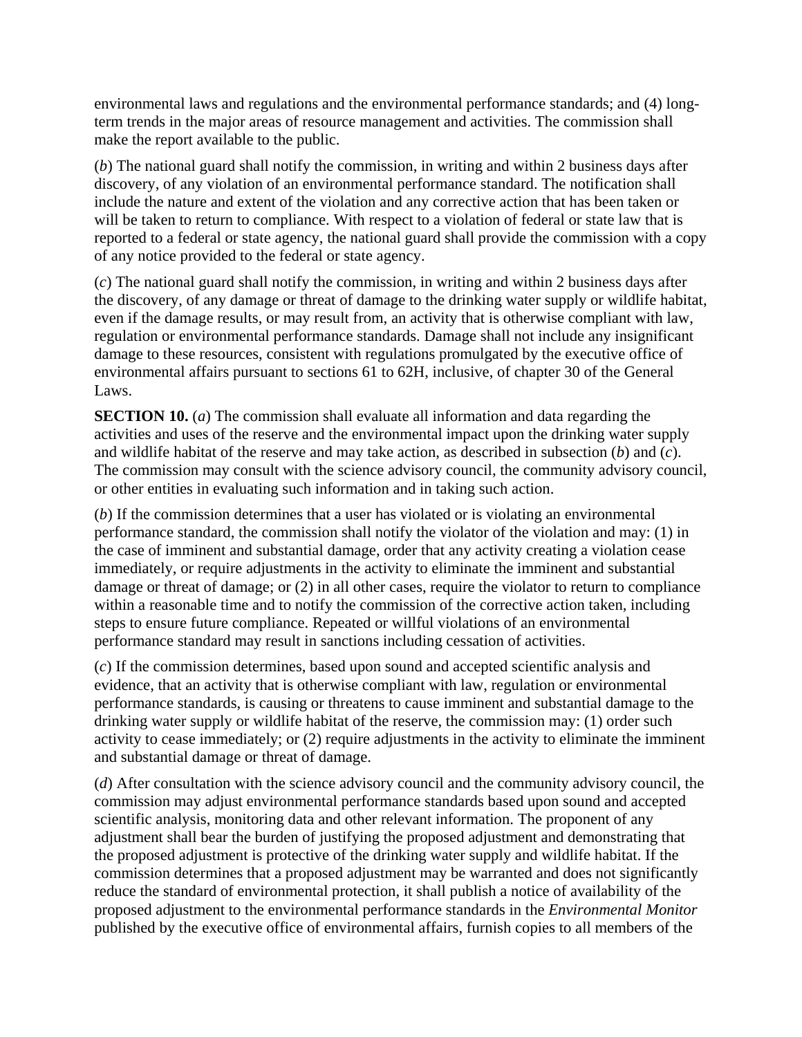environmental laws and regulations and the environmental performance standards; and (4) long-term trends in the major areas of resource management and activities. The commission shall make the report available to the public.

(*b*) The national guard shall notify the commission, in writing and within 2 business days after discovery, of any violation of an environmental performance standard. The notification shall include the nature and extent of the violation and any corrective action that has been taken or will be taken to return to compliance. With respect to a violation of federal or state law that is reported to a federal or state agency, the national guard shall provide the commission with a copy of any notice provided to the federal or state agency.

(*c*) The national guard shall notify the commission, in writing and within 2 business days after the discovery, of any damage or threat of damage to the drinking water supply or wildlife habitat, even if the damage results, or may result from, an activity that is otherwise compliant with law, regulation or environmental performance standards. Damage shall not include any insignificant damage to these resources, consistent with regulations promulgated by the executive office of environmental affairs pursuant to sections 61 to 62H, inclusive, of chapter 30 of the General Laws.

**SECTION 10.** (*a*) The commission shall evaluate all information and data regarding the activities and uses of the reserve and the environmental impact upon the drinking water supply and wildlife habitat of the reserve and may take action, as described in subsection (*b*) and (*c*). The commission may consult with the science advisory council, the community advisory council, or other entities in evaluating such information and in taking such action.

(*b*) If the commission determines that a user has violated or is violating an environmental performance standard, the commission shall notify the violator of the violation and may: (1) in the case of imminent and substantial damage, order that any activity creating a violation cease immediately, or require adjustments in the activity to eliminate the imminent and substantial damage or threat of damage; or (2) in all other cases, require the violator to return to compliance within a reasonable time and to notify the commission of the corrective action taken, including steps to ensure future compliance. Repeated or willful violations of an environmental performance standard may result in sanctions including cessation of activities.

(*c*) If the commission determines, based upon sound and accepted scientific analysis and evidence, that an activity that is otherwise compliant with law, regulation or environmental performance standards, is causing or threatens to cause imminent and substantial damage to the drinking water supply or wildlife habitat of the reserve, the commission may: (1) order such activity to cease immediately; or (2) require adjustments in the activity to eliminate the imminent and substantial damage or threat of damage.

(*d*) After consultation with the science advisory council and the community advisory council, the commission may adjust environmental performance standards based upon sound and accepted scientific analysis, monitoring data and other relevant information. The proponent of any adjustment shall bear the burden of justifying the proposed adjustment and demonstrating that the proposed adjustment is protective of the drinking water supply and wildlife habitat. If the commission determines that a proposed adjustment may be warranted and does not significantly reduce the standard of environmental protection, it shall publish a notice of availability of the proposed adjustment to the environmental performance standards in the *Environmental Monitor* published by the executive office of environmental affairs, furnish copies to all members of the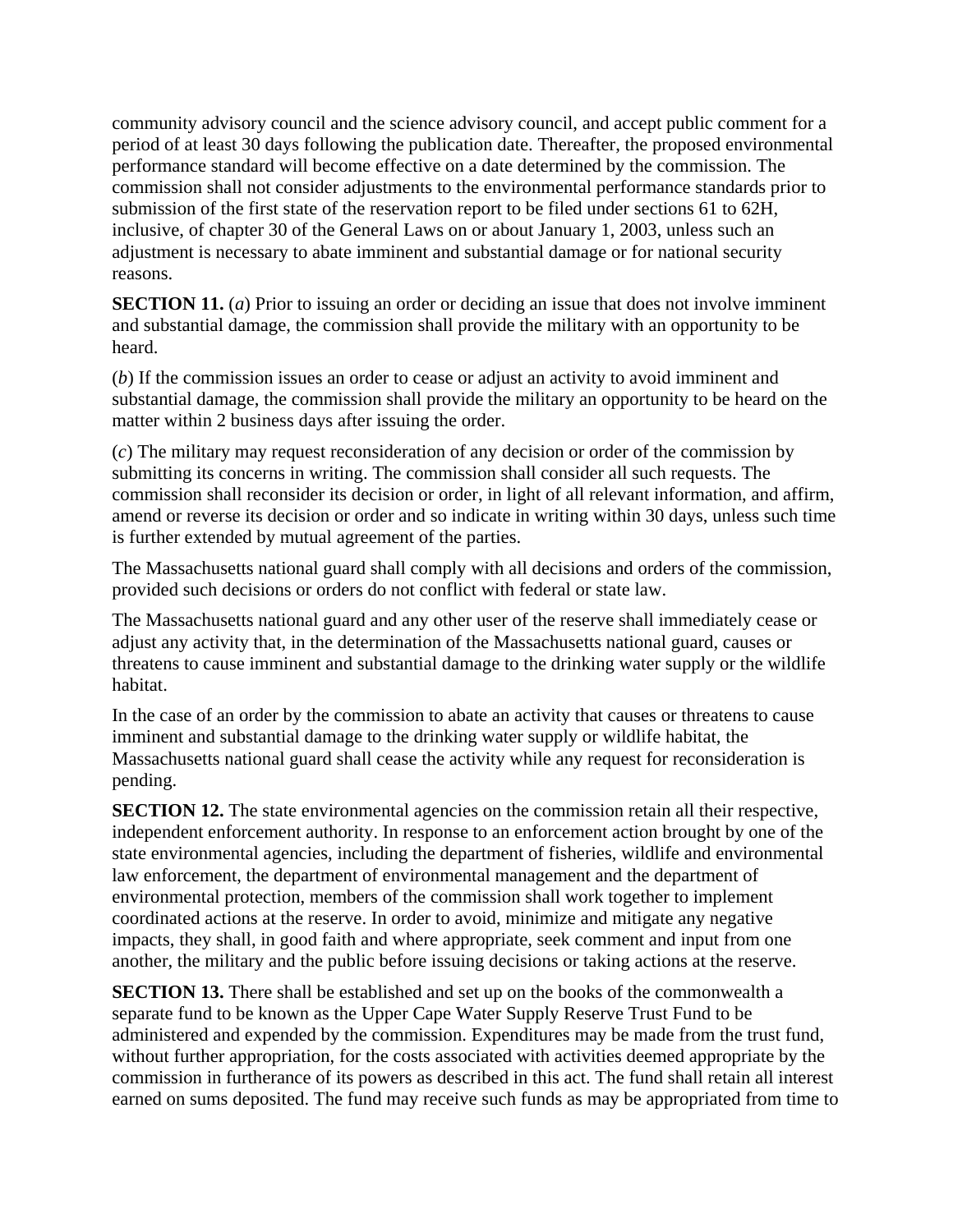community advisory council and the science advisory council, and accept public comment for a period of at least 30 days following the publication date. Thereafter, the proposed environmental performance standard will become effective on a date determined by the commission. The commission shall not consider adjustments to the environmental performance standards prior to submission of the first state of the reservation report to be filed under sections 61 to 62H, inclusive, of chapter 30 of the General Laws on or about January 1, 2003, unless such an adjustment is necessary to abate imminent and substantial damage or for national security reasons.

**SECTION 11.** (*a*) Prior to issuing an order or deciding an issue that does not involve imminent and substantial damage, the commission shall provide the military with an opportunity to be heard.

(*b*) If the commission issues an order to cease or adjust an activity to avoid imminent and substantial damage, the commission shall provide the military an opportunity to be heard on the matter within 2 business days after issuing the order.

(*c*) The military may request reconsideration of any decision or order of the commission by submitting its concerns in writing. The commission shall consider all such requests. The commission shall reconsider its decision or order, in light of all relevant information, and affirm, amend or reverse its decision or order and so indicate in writing within 30 days, unless such time is further extended by mutual agreement of the parties.

The Massachusetts national guard shall comply with all decisions and orders of the commission, provided such decisions or orders do not conflict with federal or state law.

The Massachusetts national guard and any other user of the reserve shall immediately cease or adjust any activity that, in the determination of the Massachusetts national guard, causes or threatens to cause imminent and substantial damage to the drinking water supply or the wildlife habitat.

In the case of an order by the commission to abate an activity that causes or threatens to cause imminent and substantial damage to the drinking water supply or wildlife habitat, the Massachusetts national guard shall cease the activity while any request for reconsideration is pending.

**SECTION 12.** The state environmental agencies on the commission retain all their respective, independent enforcement authority. In response to an enforcement action brought by one of the state environmental agencies, including the department of fisheries, wildlife and environmental law enforcement, the department of environmental management and the department of environmental protection, members of the commission shall work together to implement coordinated actions at the reserve. In order to avoid, minimize and mitigate any negative impacts, they shall, in good faith and where appropriate, seek comment and input from one another, the military and the public before issuing decisions or taking actions at the reserve.

**SECTION 13.** There shall be established and set up on the books of the commonwealth a separate fund to be known as the Upper Cape Water Supply Reserve Trust Fund to be administered and expended by the commission. Expenditures may be made from the trust fund, without further appropriation, for the costs associated with activities deemed appropriate by the commission in furtherance of its powers as described in this act. The fund shall retain all interest earned on sums deposited. The fund may receive such funds as may be appropriated from time to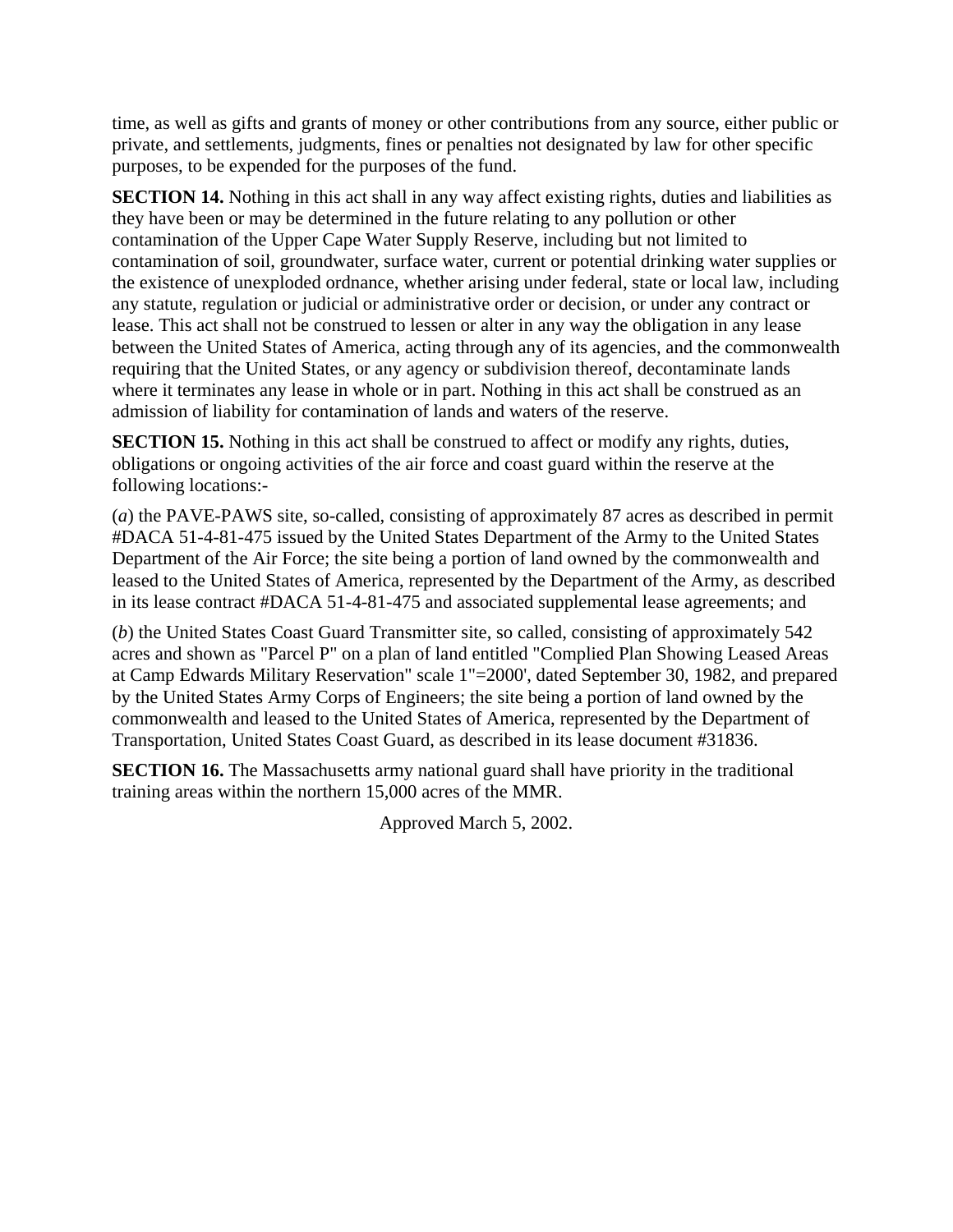time, as well as gifts and grants of money or other contributions from any source, either public or private, and settlements, judgments, fines or penalties not designated by law for other specific purposes, to be expended for the purposes of the fund.

**SECTION 14.** Nothing in this act shall in any way affect existing rights, duties and liabilities as they have been or may be determined in the future relating to any pollution or other contamination of the Upper Cape Water Supply Reserve, including but not limited to contamination of soil, groundwater, surface water, current or potential drinking water supplies or the existence of unexploded ordnance, whether arising under federal, state or local law, including any statute, regulation or judicial or administrative order or decision, or under any contract or lease. This act shall not be construed to lessen or alter in any way the obligation in any lease between the United States of America, acting through any of its agencies, and the commonwealth requiring that the United States, or any agency or subdivision thereof, decontaminate lands where it terminates any lease in whole or in part. Nothing in this act shall be construed as an admission of liability for contamination of lands and waters of the reserve.

**SECTION 15.** Nothing in this act shall be construed to affect or modify any rights, duties, obligations or ongoing activities of the air force and coast guard within the reserve at the following locations:-

(*a*) the PAVE-PAWS site, so-called, consisting of approximately 87 acres as described in permit #DACA 51-4-81-475 issued by the United States Department of the Army to the United States Department of the Air Force; the site being a portion of land owned by the commonwealth and leased to the United States of America, represented by the Department of the Army, as described in its lease contract #DACA 51-4-81-475 and associated supplemental lease agreements; and

(*b*) the United States Coast Guard Transmitter site, so called, consisting of approximately 542 acres and shown as "Parcel P" on a plan of land entitled "Complied Plan Showing Leased Areas at Camp Edwards Military Reservation" scale 1"=2000', dated September 30, 1982, and prepared by the United States Army Corps of Engineers; the site being a portion of land owned by the commonwealth and leased to the United States of America, represented by the Department of Transportation, United States Coast Guard, as described in its lease document #31836.

**SECTION 16.** The Massachusetts army national guard shall have priority in the traditional training areas within the northern 15,000 acres of the MMR.

Approved March 5, 2002.